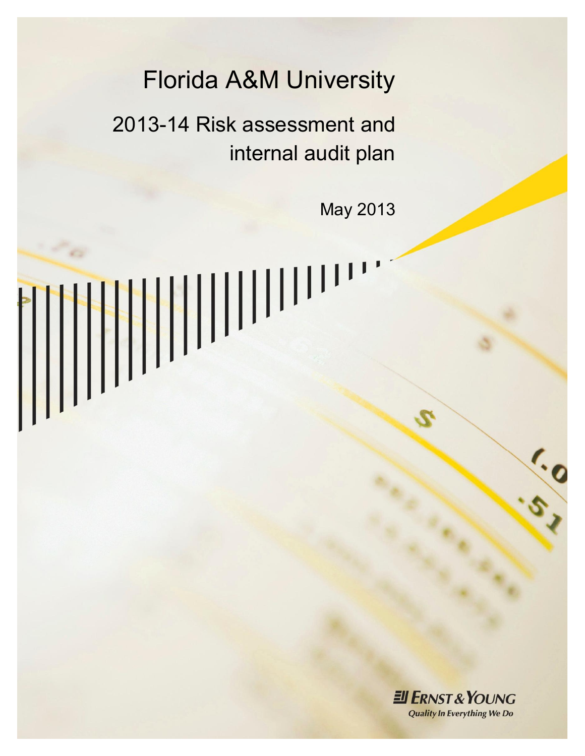# Florida A&M University

## 2013-14 Risk assessment and internal audit plan

May 2013

Ernst & Young

*Quality In Everything We Do*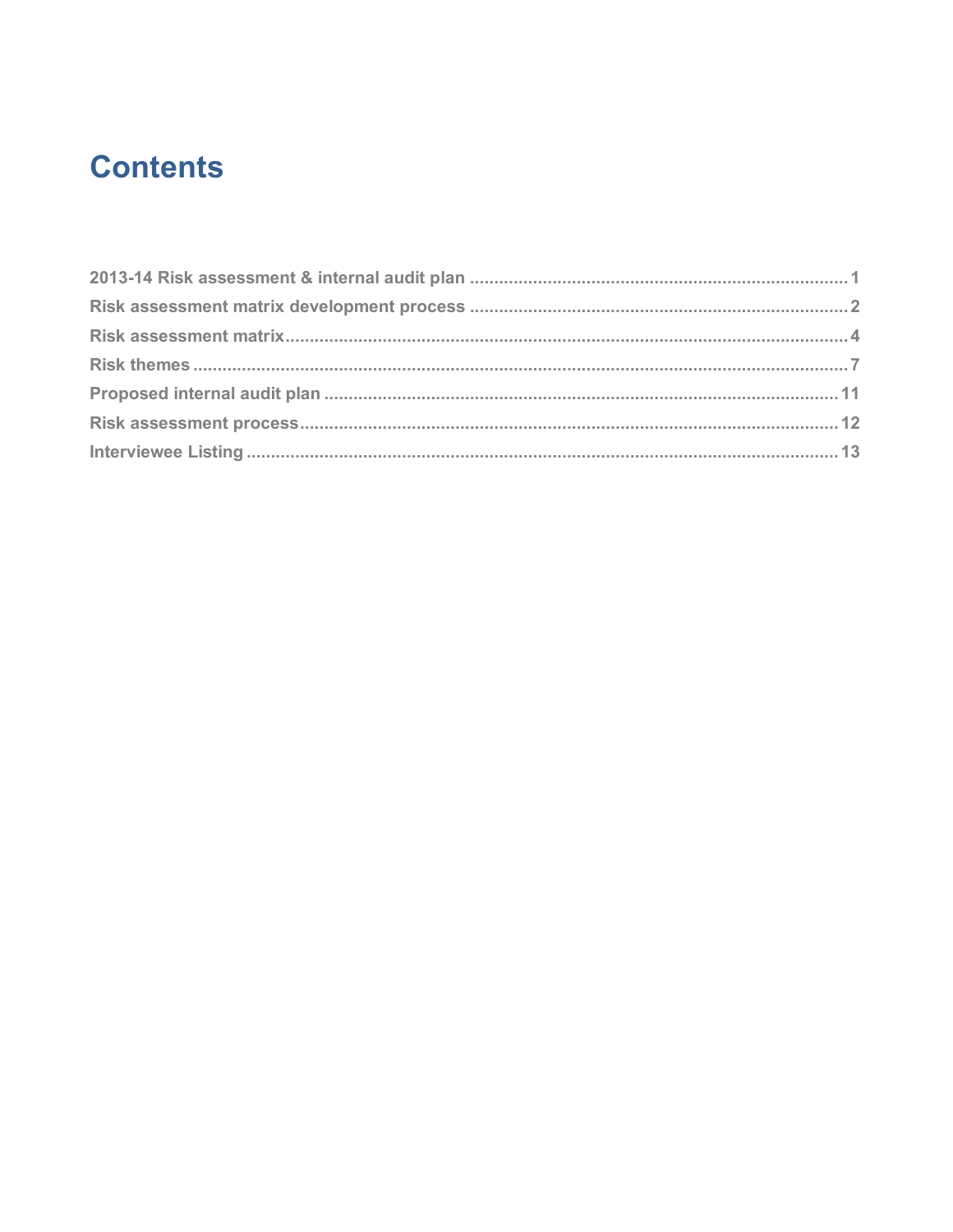# Contents

2013-14 Risk assessment & internal audit plan ............................................................................ 1
Risk assessment matrix development process ............................................................................ 2
Risk assessment matrix................................................................................................................ 4
Risk themes .................................................................................................................................. 7
Proposed internal audit plan ....................................................................................................... 11
Risk assessment process............................................................................................................. 12
Interviewee Listing ........................................................................................................................ 13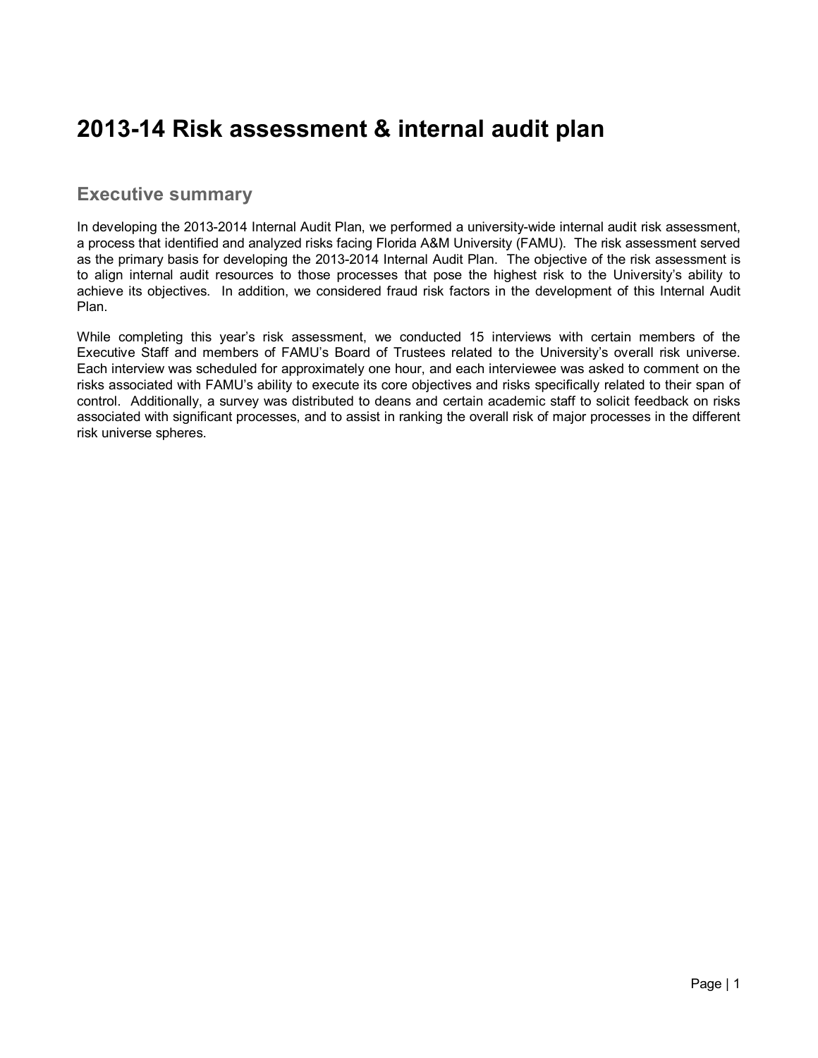# 2013-14 Risk assessment & internal audit plan

## Executive summary

In developing the 2013-2014 Internal Audit Plan, we performed a university-wide internal audit risk assessment, a process that identified and analyzed risks facing Florida A&M University (FAMU). The risk assessment served as the primary basis for developing the 2013-2014 Internal Audit Plan. The objective of the risk assessment is to align internal audit resources to those processes that pose the highest risk to the University's ability to achieve its objectives. In addition, we considered fraud risk factors in the development of this Internal Audit Plan.

While completing this year's risk assessment, we conducted 15 interviews with certain members of the Executive Staff and members of FAMU's Board of Trustees related to the University's overall risk universe. Each interview was scheduled for approximately one hour, and each interviewee was asked to comment on the risks associated with FAMU's ability to execute its core objectives and risks specifically related to their span of control. Additionally, a survey was distributed to deans and certain academic staff to solicit feedback on risks associated with significant processes, and to assist in ranking the overall risk of major processes in the different risk universe spheres.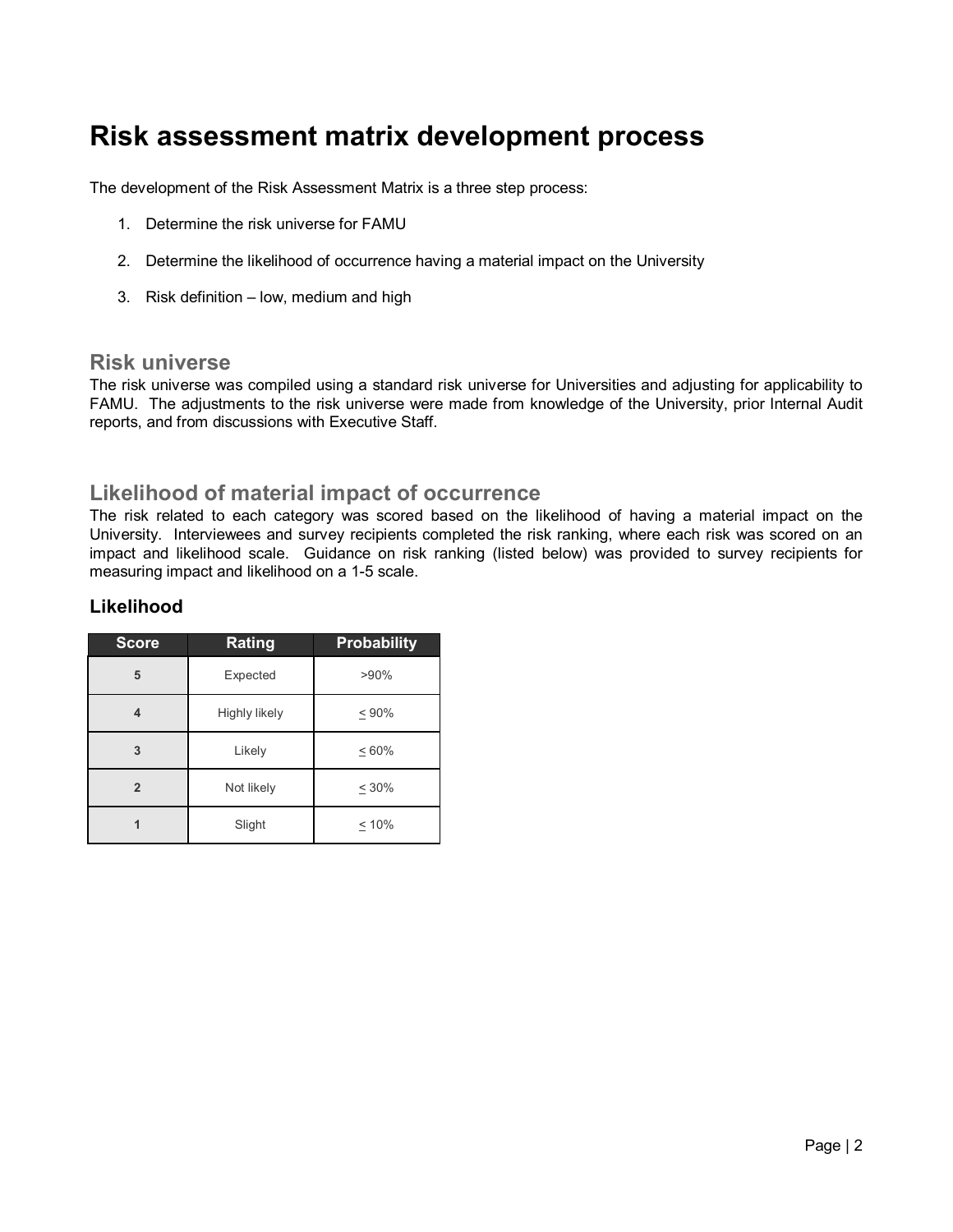# Risk assessment matrix development process

The development of the Risk Assessment Matrix is a three step process:

1. Determine the risk universe for FAMU
2. Determine the likelihood of occurrence having a material impact on the University
3. Risk definition – low, medium and high

## Risk universe

The risk universe was compiled using a standard risk universe for Universities and adjusting for applicability to FAMU. The adjustments to the risk universe were made from knowledge of the University, prior Internal Audit reports, and from discussions with Executive Staff.

## Likelihood of material impact of occurrence

The risk related to each category was scored based on the likelihood of having a material impact on the University. Interviewees and survey recipients completed the risk ranking, where each risk was scored on an impact and likelihood scale. Guidance on risk ranking (listed below) was provided to survey recipients for measuring impact and likelihood on a 1-5 scale.

### Likelihood

| Score | Rating | Probability |
|---|---|---|
| 5 | Expected | >90% |
| 4 | Highly likely | ≤ 90% |
| 3 | Likely | ≤ 60% |
| 2 | Not likely | ≤ 30% |
| 1 | Slight | ≤ 10% |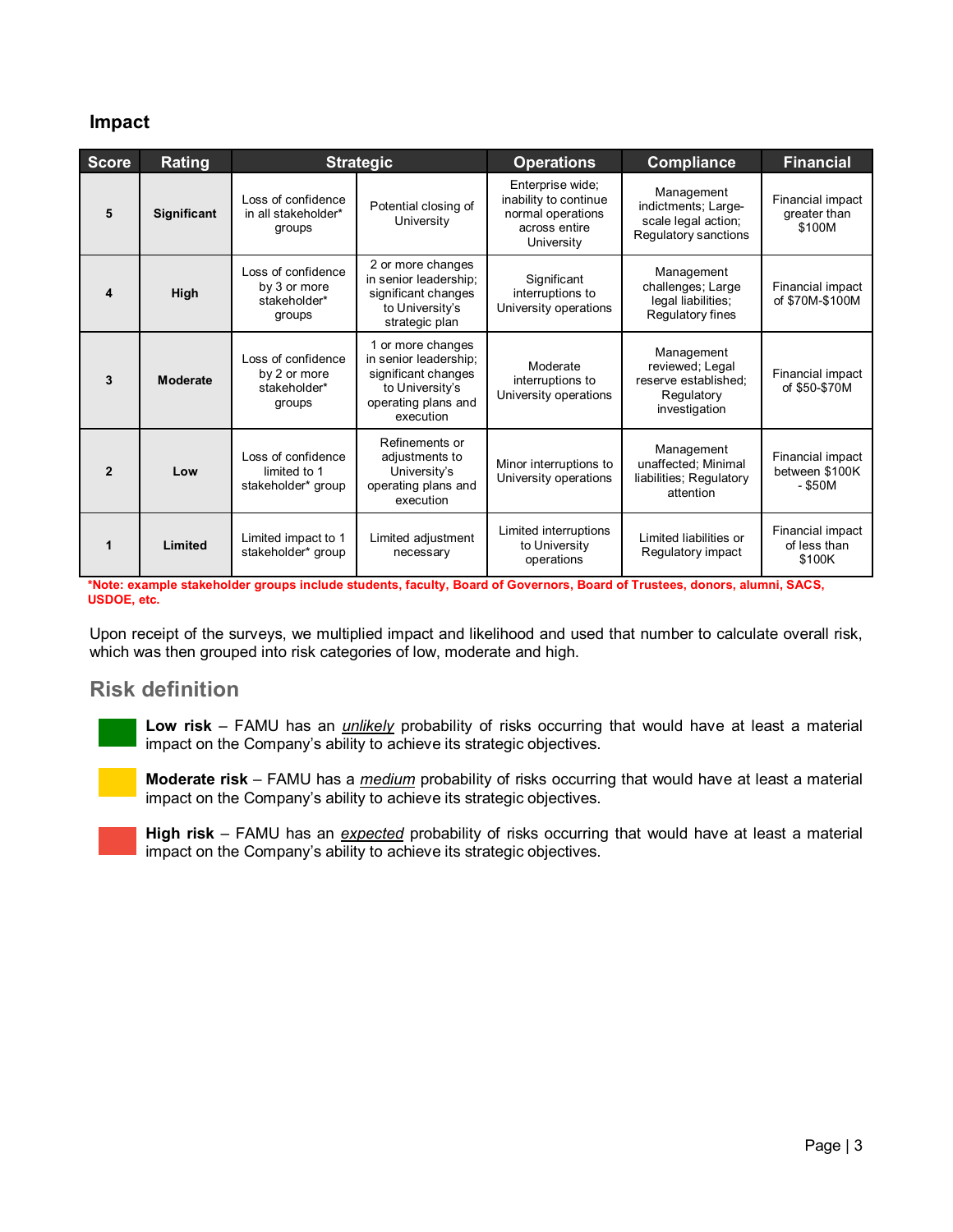## Impact

| Score | Rating | Strategic | | Operations | Compliance | Financial |
|---|---|---|---|---|---|---|
| 5 | **Significant** | Loss of confidence in all stakeholder* groups | Potential closing of University | Enterprise wide; inability to continue normal operations across entire University | Management indictments; Large-scale legal action; Regulatory sanctions | Financial impact greater than $100M |
| 4 | **High** | Loss of confidence by 3 or more stakeholder* groups | 2 or more changes in senior leadership; significant changes to University's strategic plan | Significant interruptions to University operations | Management challenges; Large legal liabilities; Regulatory fines | Financial impact of $70M-$100M |
| 3 | **Moderate** | Loss of confidence by 2 or more stakeholder* groups | 1 or more changes in senior leadership; significant changes to University's operating plans and execution | Moderate interruptions to University operations | Management reviewed; Legal reserve established; Regulatory investigation | Financial impact of $50-$70M |
| 2 | **Low** | Loss of confidence limited to 1 stakeholder* group | Refinements or adjustments to University's operating plans and execution | Minor interruptions to University operations | Management unaffected; Minimal liabilities; Regulatory attention | Financial impact between $100K - $50M |
| 1 | **Limited** | Limited impact to 1 stakeholder* group | Limited adjustment necessary | Limited interruptions to University operations | Limited liabilities or Regulatory impact | Financial impact of less than $100K |

***Note: example stakeholder groups include students, faculty, Board of Governors, Board of Trustees, donors, alumni, SACS, USDOE, etc.**

Upon receipt of the surveys, we multiplied impact and likelihood and used that number to calculate overall risk, which was then grouped into risk categories of low, moderate and high.

## Risk definition

**Low risk** – FAMU has an *unlikely* probability of risks occurring that would have at least a material impact on the Company's ability to achieve its strategic objectives.

**Moderate risk** – FAMU has a *medium* probability of risks occurring that would have at least a material impact on the Company's ability to achieve its strategic objectives.

**High risk** – FAMU has an *expected* probability of risks occurring that would have at least a material impact on the Company's ability to achieve its strategic objectives.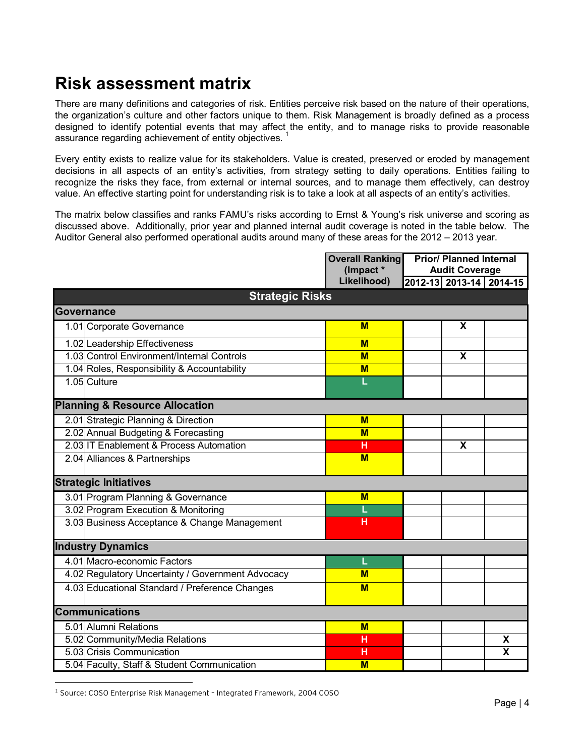# Risk assessment matrix

There are many definitions and categories of risk. Entities perceive risk based on the nature of their operations, the organization's culture and other factors unique to them. Risk Management is broadly defined as a process designed to identify potential events that may affect the entity, and to manage risks to provide reasonable assurance regarding achievement of entity objectives. [1]

Every entity exists to realize value for its stakeholders. Value is created, preserved or eroded by management decisions in all aspects of an entity's activities, from strategy setting to daily operations. Entities failing to recognize the risks they face, from external or internal sources, and to manage them effectively, can destroy value. An effective starting point for understanding risk is to take a look at all aspects of an entity's activities.

The matrix below classifies and ranks FAMU's risks according to Ernst & Young's risk universe and scoring as discussed above. Additionally, prior year and planned internal audit coverage is noted in the table below. The Auditor General also performed operational audits around many of these areas for the 2012 – 2013 year.

| | | Overall Ranking (Impact * Likelihood) | Prior/ Planned Internal Audit Coverage | | |
|---|---|---|---|---|---|
| | | | 2012-13 | 2013-14 | 2014-15 |
| **Strategic Risks** | | | | | |
| **Governance** | | | | | |
| 1.01 | Corporate Governance | M | | X | |
| 1.02 | Leadership Effectiveness | M | | | |
| 1.03 | Control Environment/Internal Controls | M | | X | |
| 1.04 | Roles, Responsibility & Accountability | M | | | |
| 1.05 | Culture | L | | | |
| **Planning & Resource Allocation** | | | | | |
| 2.01 | Strategic Planning & Direction | M | | | |
| 2.02 | Annual Budgeting & Forecasting | M | | | |
| 2.03 | IT Enablement & Process Automation | H | | X | |
| 2.04 | Alliances & Partnerships | M | | | |
| **Strategic Initiatives** | | | | | |
| 3.01 | Program Planning & Governance | M | | | |
| 3.02 | Program Execution & Monitoring | L | | | |
| 3.03 | Business Acceptance & Change Management | H | | | |
| **Industry Dynamics** | | | | | |
| 4.01 | Macro-economic Factors | L | | | |
| 4.02 | Regulatory Uncertainty / Government Advocacy | M | | | |
| 4.03 | Educational Standard / Preference Changes | M | | | |
| **Communications** | | | | | |
| 5.01 | Alumni Relations | M | | | |
| 5.02 | Community/Media Relations | H | | | X |
| 5.03 | Crisis Communication | H | | | X |
| 5.04 | Faculty, Staff & Student Communication | M | | | |

[1] Source: COSO Enterprise Risk Management – Integrated Framework, 2004 COSO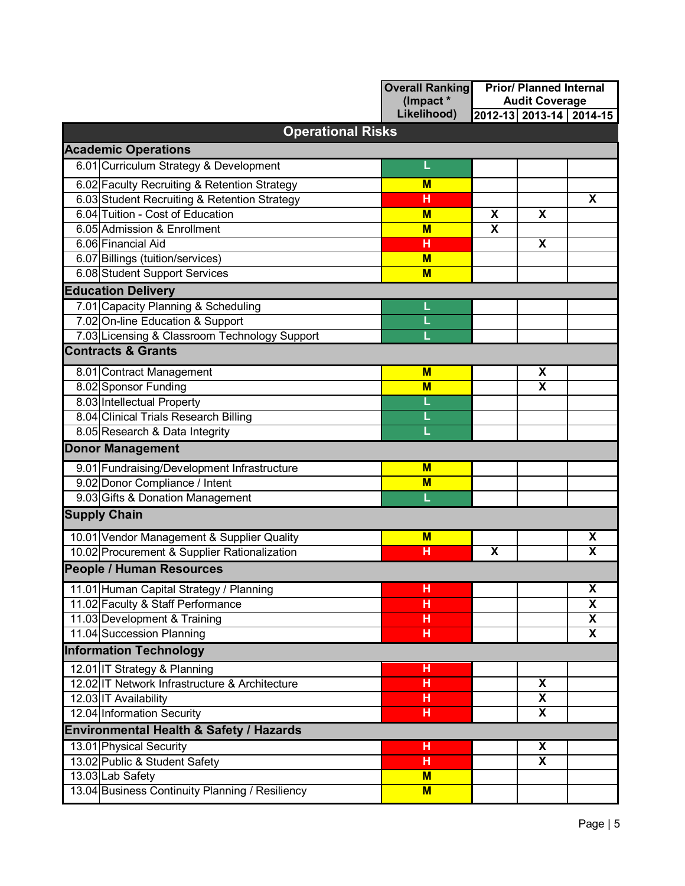| | | Overall Ranking (Impact * Likelihood) | Prior/ Planned Internal Audit Coverage | | |
|---|---|---|---|---|---|
| | | | 2012-13 | 2013-14 | 2014-15 |
| **Operational Risks** | | | | | |
| **Academic Operations** | | | | | |
| 6.01 | Curriculum Strategy & Development | L | | | |
| 6.02 | Faculty Recruiting & Retention Strategy | M | | | |
| 6.03 | Student Recruiting & Retention Strategy | H | | | X |
| 6.04 | Tuition - Cost of Education | M | X | X | |
| 6.05 | Admission & Enrollment | M | X | | |
| 6.06 | Financial Aid | H | | X | |
| 6.07 | Billings (tuition/services) | M | | | |
| 6.08 | Student Support Services | M | | | |
| **Education Delivery** | | | | | |
| 7.01 | Capacity Planning & Scheduling | L | | | |
| 7.02 | On-line Education & Support | L | | | |
| 7.03 | Licensing & Classroom Technology Support | L | | | |
| **Contracts & Grants** | | | | | |
| 8.01 | Contract Management | M | | X | |
| 8.02 | Sponsor Funding | M | | X | |
| 8.03 | Intellectual Property | L | | | |
| 8.04 | Clinical Trials Research Billing | L | | | |
| 8.05 | Research & Data Integrity | L | | | |
| **Donor Management** | | | | | |
| 9.01 | Fundraising/Development Infrastructure | M | | | |
| 9.02 | Donor Compliance / Intent | M | | | |
| 9.03 | Gifts & Donation Management | L | | | |
| **Supply Chain** | | | | | |
| 10.01 | Vendor Management & Supplier Quality | M | | | X |
| 10.02 | Procurement & Supplier Rationalization | H | X | | X |
| **People / Human Resources** | | | | | |
| 11.01 | Human Capital Strategy / Planning | H | | | X |
| 11.02 | Faculty & Staff Performance | H | | | X |
| 11.03 | Development & Training | H | | | X |
| 11.04 | Succession Planning | H | | | X |
| **Information Technology** | | | | | |
| 12.01 | IT Strategy & Planning | H | | | |
| 12.02 | IT Network Infrastructure & Architecture | H | | X | |
| 12.03 | IT Availability | H | | X | |
| 12.04 | Information Security | H | | X | |
| **Environmental Health & Safety / Hazards** | | | | | |
| 13.01 | Physical Security | H | | X | |
| 13.02 | Public & Student Safety | H | | X | |
| 13.03 | Lab Safety | M | | | |
| 13.04 | Business Continuity Planning / Resiliency | M | | | |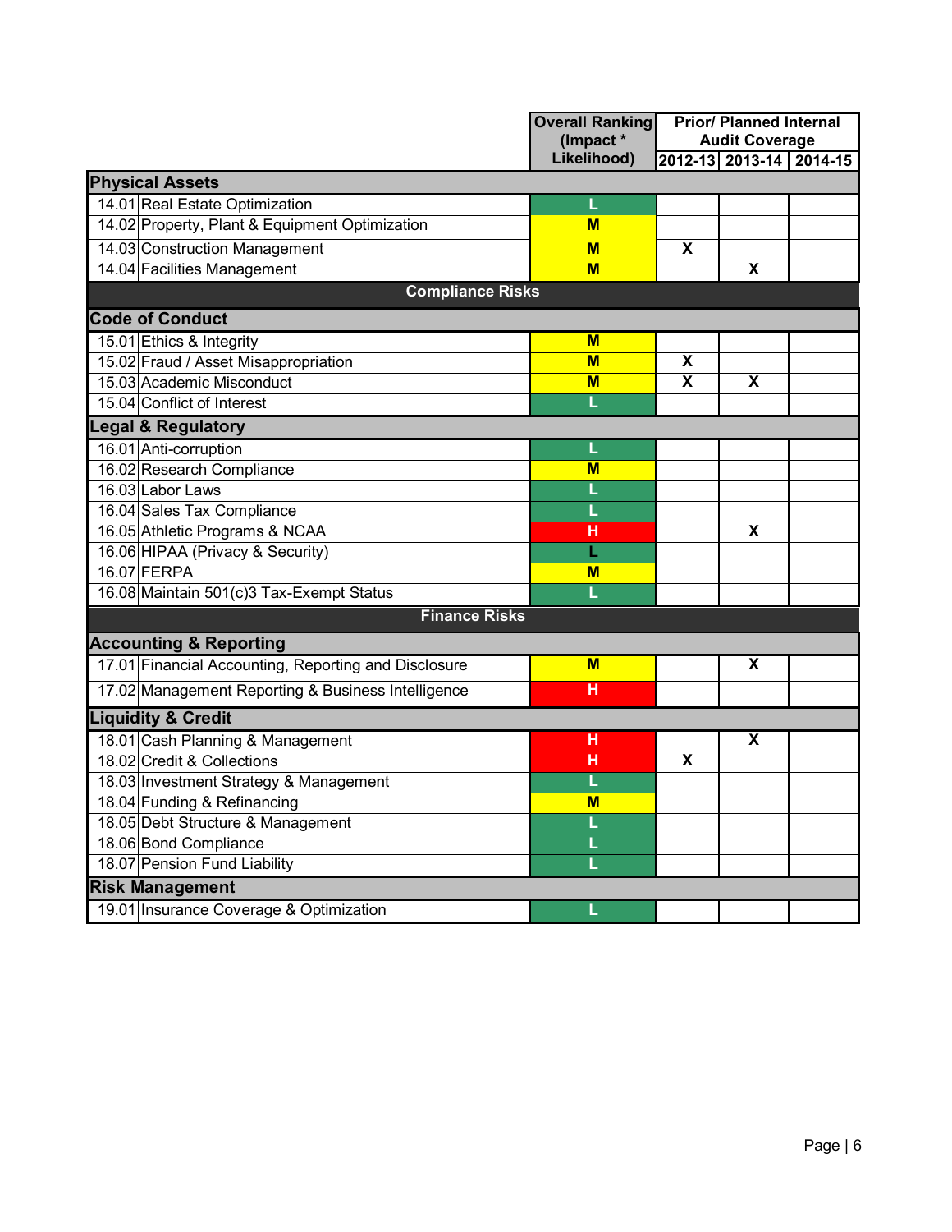| | | Overall Ranking (Impact * Likelihood) | Prior/ Planned Internal Audit Coverage | | |
|---|---|---|---|---|---|
| | | | 2012-13 | 2013-14 | 2014-15 |
| **Physical Assets** | | | | | |
| 14.01 | Real Estate Optimization | L | | | |
| 14.02 | Property, Plant & Equipment Optimization | M | | | |
| 14.03 | Construction Management | M | X | | |
| 14.04 | Facilities Management | M | | X | |
| **Compliance Risks** | | | | | |
| **Code of Conduct** | | | | | |
| 15.01 | Ethics & Integrity | M | | | |
| 15.02 | Fraud / Asset Misappropriation | M | X | | |
| 15.03 | Academic Misconduct | M | X | X | |
| 15.04 | Conflict of Interest | L | | | |
| **Legal & Regulatory** | | | | | |
| 16.01 | Anti-corruption | L | | | |
| 16.02 | Research Compliance | M | | | |
| 16.03 | Labor Laws | L | | | |
| 16.04 | Sales Tax Compliance | L | | | |
| 16.05 | Athletic Programs & NCAA | H | | X | |
| 16.06 | HIPAA (Privacy & Security) | L | | | |
| 16.07 | FERPA | M | | | |
| 16.08 | Maintain 501(c)3 Tax-Exempt Status | L | | | |
| **Finance Risks** | | | | | |
| **Accounting & Reporting** | | | | | |
| 17.01 | Financial Accounting, Reporting and Disclosure | M | | X | |
| 17.02 | Management Reporting & Business Intelligence | H | | | |
| **Liquidity & Credit** | | | | | |
| 18.01 | Cash Planning & Management | H | | X | |
| 18.02 | Credit & Collections | H | X | | |
| 18.03 | Investment Strategy & Management | L | | | |
| 18.04 | Funding & Refinancing | M | | | |
| 18.05 | Debt Structure & Management | L | | | |
| 18.06 | Bond Compliance | L | | | |
| 18.07 | Pension Fund Liability | L | | | |
| **Risk Management** | | | | | |
| 19.01 | Insurance Coverage & Optimization | L | | | |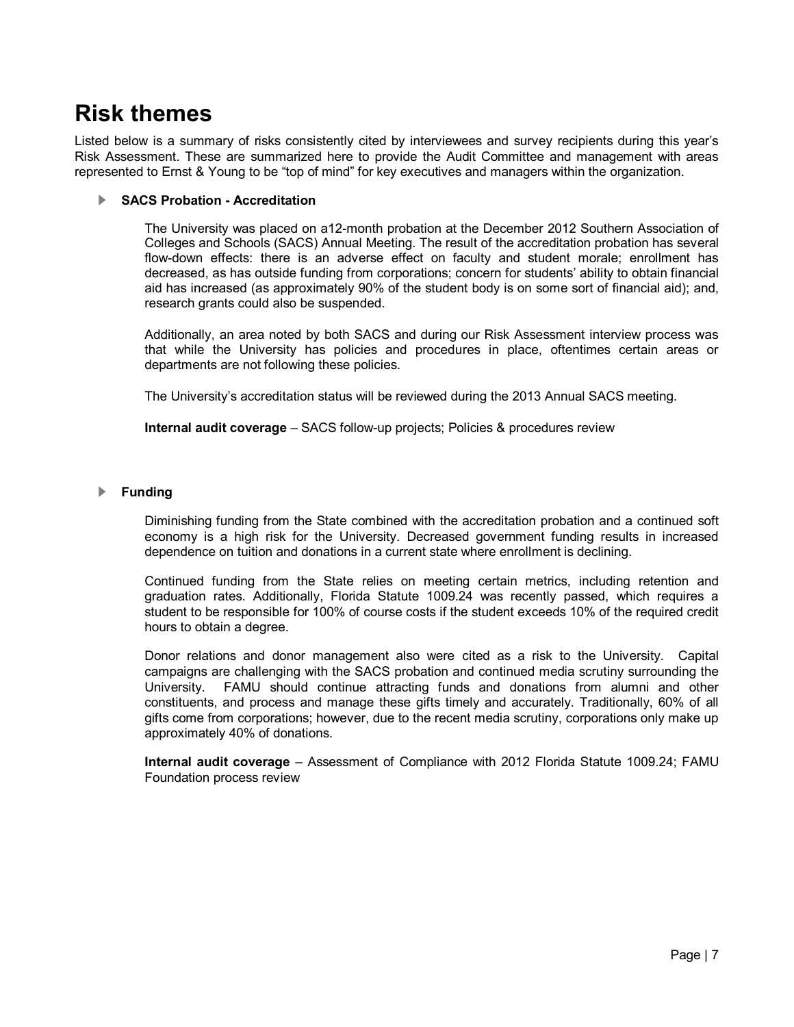# Risk themes

Listed below is a summary of risks consistently cited by interviewees and survey recipients during this year's Risk Assessment. These are summarized here to provide the Audit Committee and management with areas represented to Ernst & Young to be "top of mind" for key executives and managers within the organization.

- **SACS Probation - Accreditation**

  The University was placed on a12-month probation at the December 2012 Southern Association of Colleges and Schools (SACS) Annual Meeting. The result of the accreditation probation has several flow-down effects: there is an adverse effect on faculty and student morale; enrollment has decreased, as has outside funding from corporations; concern for students' ability to obtain financial aid has increased (as approximately 90% of the student body is on some sort of financial aid); and, research grants could also be suspended.

  Additionally, an area noted by both SACS and during our Risk Assessment interview process was that while the University has policies and procedures in place, oftentimes certain areas or departments are not following these policies.

  The University's accreditation status will be reviewed during the 2013 Annual SACS meeting.

  **Internal audit coverage** – SACS follow-up projects; Policies & procedures review

- **Funding**

  Diminishing funding from the State combined with the accreditation probation and a continued soft economy is a high risk for the University. Decreased government funding results in increased dependence on tuition and donations in a current state where enrollment is declining.

  Continued funding from the State relies on meeting certain metrics, including retention and graduation rates. Additionally, Florida Statute 1009.24 was recently passed, which requires a student to be responsible for 100% of course costs if the student exceeds 10% of the required credit hours to obtain a degree.

  Donor relations and donor management also were cited as a risk to the University. Capital campaigns are challenging with the SACS probation and continued media scrutiny surrounding the University. FAMU should continue attracting funds and donations from alumni and other constituents, and process and manage these gifts timely and accurately. Traditionally, 60% of all gifts come from corporations; however, due to the recent media scrutiny, corporations only make up approximately 40% of donations.

  **Internal audit coverage** – Assessment of Compliance with 2012 Florida Statute 1009.24; FAMU Foundation process review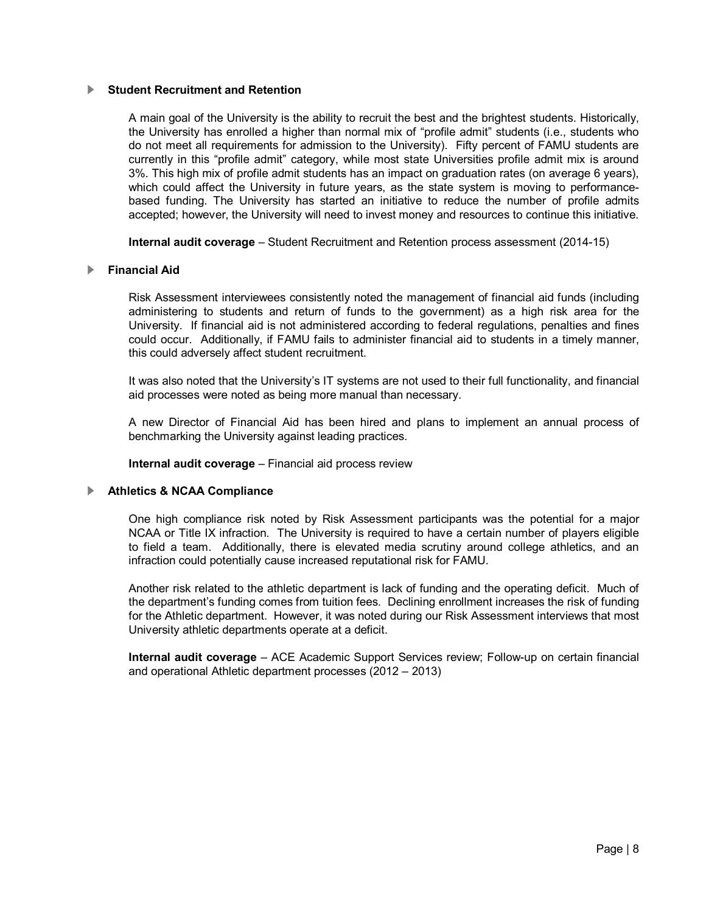### Student Recruitment and Retention

A main goal of the University is the ability to recruit the best and the brightest students. Historically, the University has enrolled a higher than normal mix of "profile admit" students (i.e., students who do not meet all requirements for admission to the University). Fifty percent of FAMU students are currently in this "profile admit" category, while most state Universities profile admit mix is around 3%. This high mix of profile admit students has an impact on graduation rates (on average 6 years), which could affect the University in future years, as the state system is moving to performance-based funding. The University has started an initiative to reduce the number of profile admits accepted; however, the University will need to invest money and resources to continue this initiative.

**Internal audit coverage** – Student Recruitment and Retention process assessment (2014-15)

### Financial Aid

Risk Assessment interviewees consistently noted the management of financial aid funds (including administering to students and return of funds to the government) as a high risk area for the University. If financial aid is not administered according to federal regulations, penalties and fines could occur. Additionally, if FAMU fails to administer financial aid to students in a timely manner, this could adversely affect student recruitment.

It was also noted that the University's IT systems are not used to their full functionality, and financial aid processes were noted as being more manual than necessary.

A new Director of Financial Aid has been hired and plans to implement an annual process of benchmarking the University against leading practices.

**Internal audit coverage** – Financial aid process review

### Athletics & NCAA Compliance

One high compliance risk noted by Risk Assessment participants was the potential for a major NCAA or Title IX infraction. The University is required to have a certain number of players eligible to field a team. Additionally, there is elevated media scrutiny around college athletics, and an infraction could potentially cause increased reputational risk for FAMU.

Another risk related to the athletic department is lack of funding and the operating deficit. Much of the department's funding comes from tuition fees. Declining enrollment increases the risk of funding for the Athletic department. However, it was noted during our Risk Assessment interviews that most University athletic departments operate at a deficit.

**Internal audit coverage** – ACE Academic Support Services review; Follow-up on certain financial and operational Athletic department processes (2012 – 2013)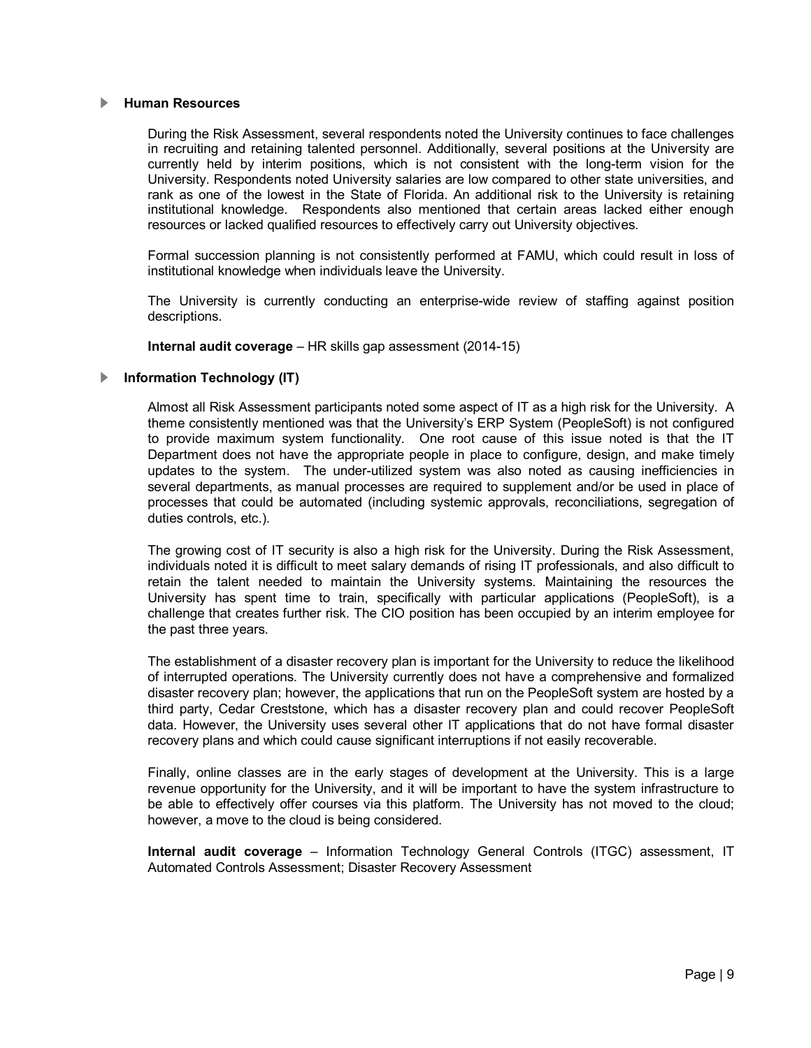### Human Resources

During the Risk Assessment, several respondents noted the University continues to face challenges in recruiting and retaining talented personnel. Additionally, several positions at the University are currently held by interim positions, which is not consistent with the long-term vision for the University. Respondents noted University salaries are low compared to other state universities, and rank as one of the lowest in the State of Florida. An additional risk to the University is retaining institutional knowledge. Respondents also mentioned that certain areas lacked either enough resources or lacked qualified resources to effectively carry out University objectives.

Formal succession planning is not consistently performed at FAMU, which could result in loss of institutional knowledge when individuals leave the University.

The University is currently conducting an enterprise-wide review of staffing against position descriptions.

**Internal audit coverage** – HR skills gap assessment (2014-15)

### Information Technology (IT)

Almost all Risk Assessment participants noted some aspect of IT as a high risk for the University. A theme consistently mentioned was that the University's ERP System (PeopleSoft) is not configured to provide maximum system functionality. One root cause of this issue noted is that the IT Department does not have the appropriate people in place to configure, design, and make timely updates to the system. The under-utilized system was also noted as causing inefficiencies in several departments, as manual processes are required to supplement and/or be used in place of processes that could be automated (including systemic approvals, reconciliations, segregation of duties controls, etc.).

The growing cost of IT security is also a high risk for the University. During the Risk Assessment, individuals noted it is difficult to meet salary demands of rising IT professionals, and also difficult to retain the talent needed to maintain the University systems. Maintaining the resources the University has spent time to train, specifically with particular applications (PeopleSoft), is a challenge that creates further risk. The CIO position has been occupied by an interim employee for the past three years.

The establishment of a disaster recovery plan is important for the University to reduce the likelihood of interrupted operations. The University currently does not have a comprehensive and formalized disaster recovery plan; however, the applications that run on the PeopleSoft system are hosted by a third party, Cedar Creststone, which has a disaster recovery plan and could recover PeopleSoft data. However, the University uses several other IT applications that do not have formal disaster recovery plans and which could cause significant interruptions if not easily recoverable.

Finally, online classes are in the early stages of development at the University. This is a large revenue opportunity for the University, and it will be important to have the system infrastructure to be able to effectively offer courses via this platform. The University has not moved to the cloud; however, a move to the cloud is being considered.

**Internal audit coverage** – Information Technology General Controls (ITGC) assessment, IT Automated Controls Assessment; Disaster Recovery Assessment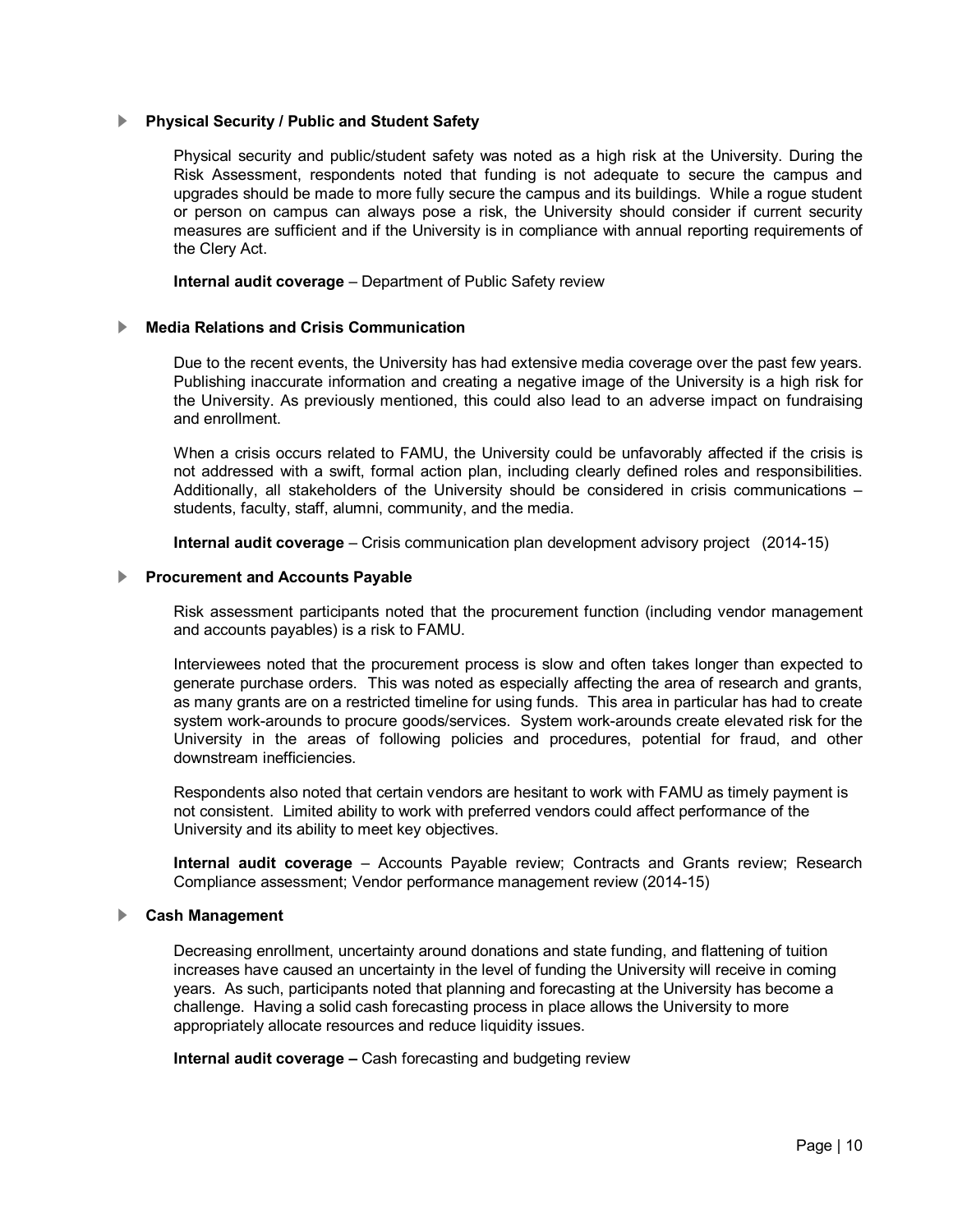### Physical Security / Public and Student Safety

Physical security and public/student safety was noted as a high risk at the University. During the Risk Assessment, respondents noted that funding is not adequate to secure the campus and upgrades should be made to more fully secure the campus and its buildings. While a rogue student or person on campus can always pose a risk, the University should consider if current security measures are sufficient and if the University is in compliance with annual reporting requirements of the Clery Act.

**Internal audit coverage** – Department of Public Safety review

### Media Relations and Crisis Communication

Due to the recent events, the University has had extensive media coverage over the past few years. Publishing inaccurate information and creating a negative image of the University is a high risk for the University. As previously mentioned, this could also lead to an adverse impact on fundraising and enrollment.

When a crisis occurs related to FAMU, the University could be unfavorably affected if the crisis is not addressed with a swift, formal action plan, including clearly defined roles and responsibilities. Additionally, all stakeholders of the University should be considered in crisis communications – students, faculty, staff, alumni, community, and the media.

**Internal audit coverage** – Crisis communication plan development advisory project (2014-15)

### Procurement and Accounts Payable

Risk assessment participants noted that the procurement function (including vendor management and accounts payables) is a risk to FAMU.

Interviewees noted that the procurement process is slow and often takes longer than expected to generate purchase orders. This was noted as especially affecting the area of research and grants, as many grants are on a restricted timeline for using funds. This area in particular has had to create system work-arounds to procure goods/services. System work-arounds create elevated risk for the University in the areas of following policies and procedures, potential for fraud, and other downstream inefficiencies.

Respondents also noted that certain vendors are hesitant to work with FAMU as timely payment is not consistent. Limited ability to work with preferred vendors could affect performance of the University and its ability to meet key objectives.

**Internal audit coverage** – Accounts Payable review; Contracts and Grants review; Research Compliance assessment; Vendor performance management review (2014-15)

### Cash Management

Decreasing enrollment, uncertainty around donations and state funding, and flattening of tuition increases have caused an uncertainty in the level of funding the University will receive in coming years. As such, participants noted that planning and forecasting at the University has become a challenge. Having a solid cash forecasting process in place allows the University to more appropriately allocate resources and reduce liquidity issues.

**Internal audit coverage –** Cash forecasting and budgeting review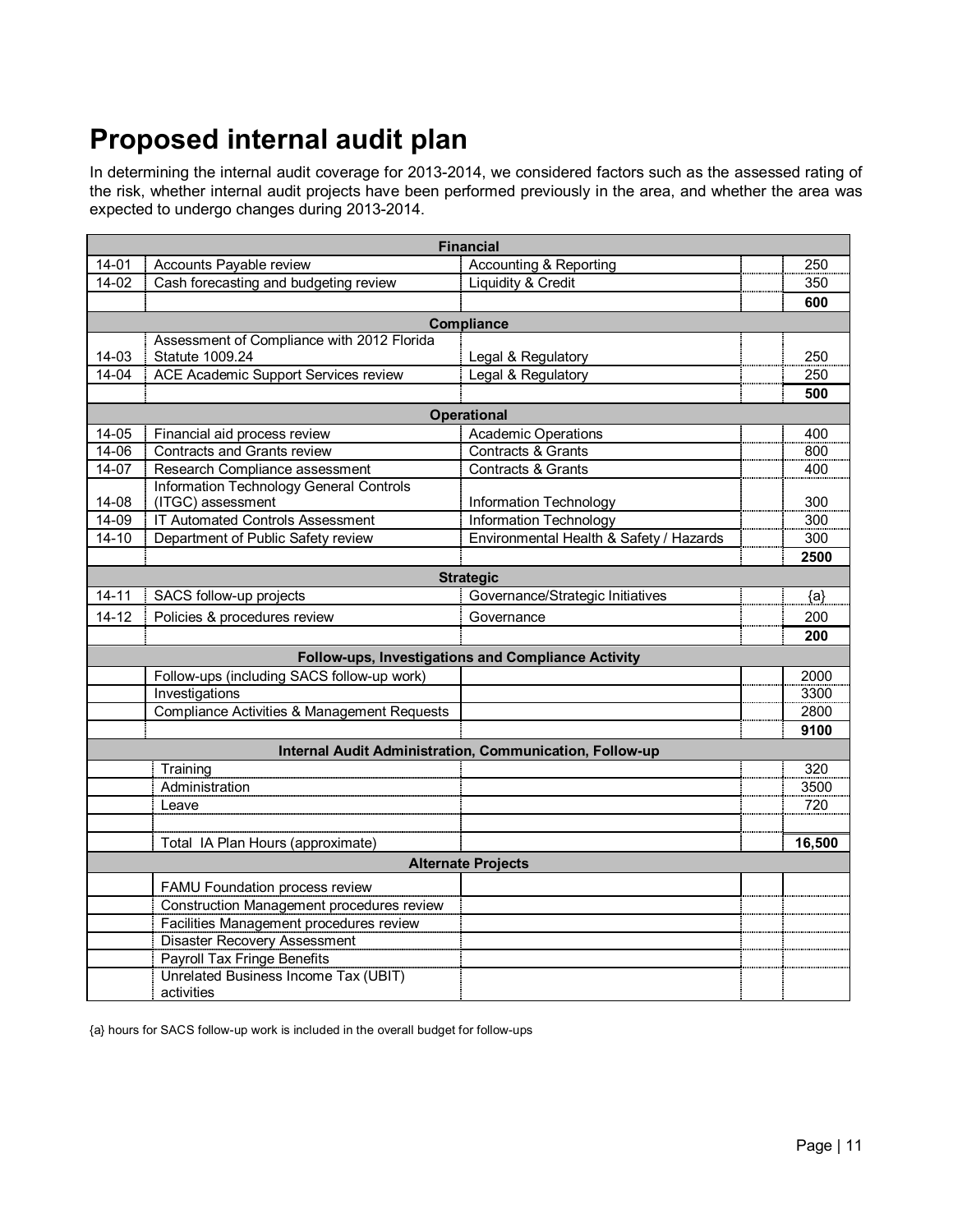# Proposed internal audit plan

In determining the internal audit coverage for 2013-2014, we considered factors such as the assessed rating of the risk, whether internal audit projects have been performed previously in the area, and whether the area was expected to undergo changes during 2013-2014.

| | | | | |
|---|---|---|---|---|
| | | **Financial** | | |
| 14-01 | Accounts Payable review | Accounting & Reporting | | 250 |
| 14-02 | Cash forecasting and budgeting review | Liquidity & Credit | | 350 |
| | | | | **600** |
| | | **Compliance** | | |
| 14-03 | Assessment of Compliance with 2012 Florida Statute 1009.24 | Legal & Regulatory | | 250 |
| 14-04 | ACE Academic Support Services review | Legal & Regulatory | | 250 |
| | | | | **500** |
| | | **Operational** | | |
| 14-05 | Financial aid process review | Academic Operations | | 400 |
| 14-06 | Contracts and Grants review | Contracts & Grants | | 800 |
| 14-07 | Research Compliance assessment | Contracts & Grants | | 400 |
| 14-08 | Information Technology General Controls (ITGC) assessment | Information Technology | | 300 |
| 14-09 | IT Automated Controls Assessment | Information Technology | | 300 |
| 14-10 | Department of Public Safety review | Environmental Health & Safety / Hazards | | 300 |
| | | | | **2500** |
| | | **Strategic** | | |
| 14-11 | SACS follow-up projects | Governance/Strategic Initiatives | | {a} |
| 14-12 | Policies & procedures review | Governance | | 200 |
| | | | | **200** |
| | | **Follow-ups, Investigations and Compliance Activity** | | |
| | Follow-ups (including SACS follow-up work) | | | 2000 |
| | Investigations | | | 3300 |
| | Compliance Activities & Management Requests | | | 2800 |
| | | | | **9100** |
| | | **Internal Audit Administration, Communication, Follow-up** | | |
| | Training | | | 320 |
| | Administration | | | 3500 |
| | Leave | | | 720 |
| | | | | |
| | Total IA Plan Hours (approximate) | | | **16,500** |
| | | **Alternate Projects** | | |
| | FAMU Foundation process review | | | |
| | Construction Management procedures review | | | |
| | Facilities Management procedures review | | | |
| | Disaster Recovery Assessment | | | |
| | Payroll Tax Fringe Benefits | | | |
| | Unrelated Business Income Tax (UBIT) activities | | | |

{a} hours for SACS follow-up work is included in the overall budget for follow-ups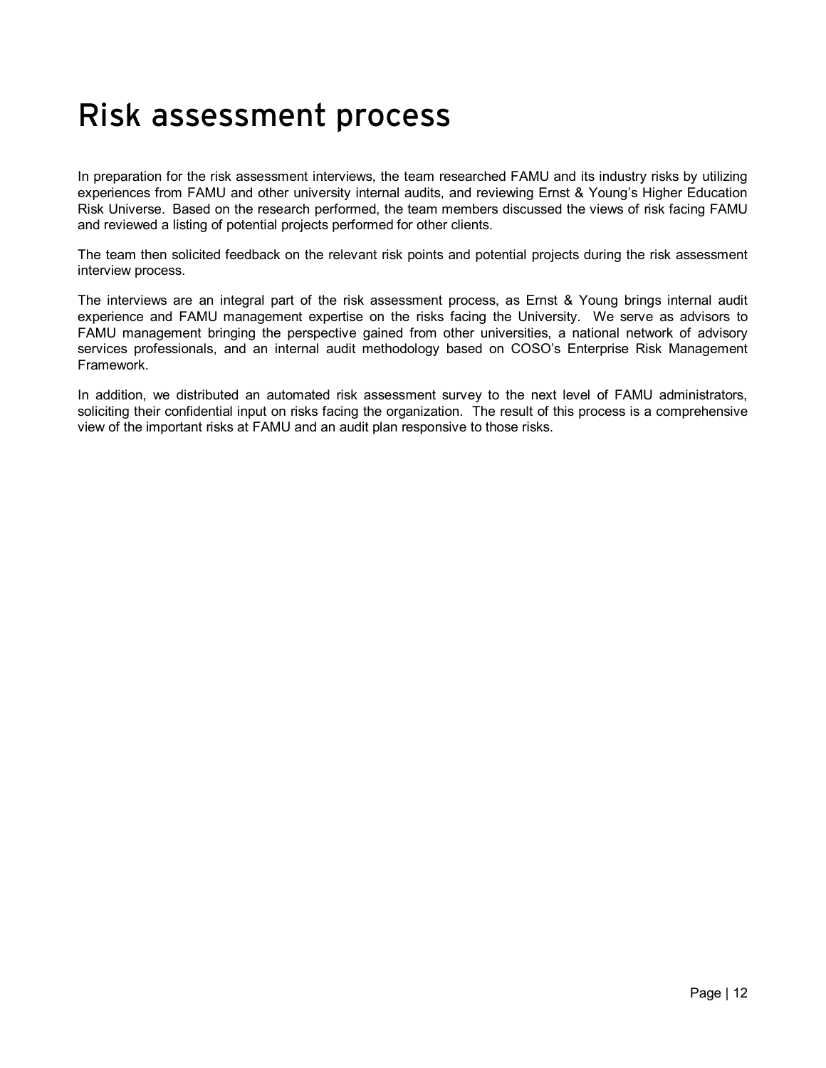# Risk assessment process

In preparation for the risk assessment interviews, the team researched FAMU and its industry risks by utilizing experiences from FAMU and other university internal audits, and reviewing Ernst & Young's Higher Education Risk Universe. Based on the research performed, the team members discussed the views of risk facing FAMU and reviewed a listing of potential projects performed for other clients.

The team then solicited feedback on the relevant risk points and potential projects during the risk assessment interview process.

The interviews are an integral part of the risk assessment process, as Ernst & Young brings internal audit experience and FAMU management expertise on the risks facing the University. We serve as advisors to FAMU management bringing the perspective gained from other universities, a national network of advisory services professionals, and an internal audit methodology based on COSO's Enterprise Risk Management Framework.

In addition, we distributed an automated risk assessment survey to the next level of FAMU administrators, soliciting their confidential input on risks facing the organization. The result of this process is a comprehensive view of the important risks at FAMU and an audit plan responsive to those risks.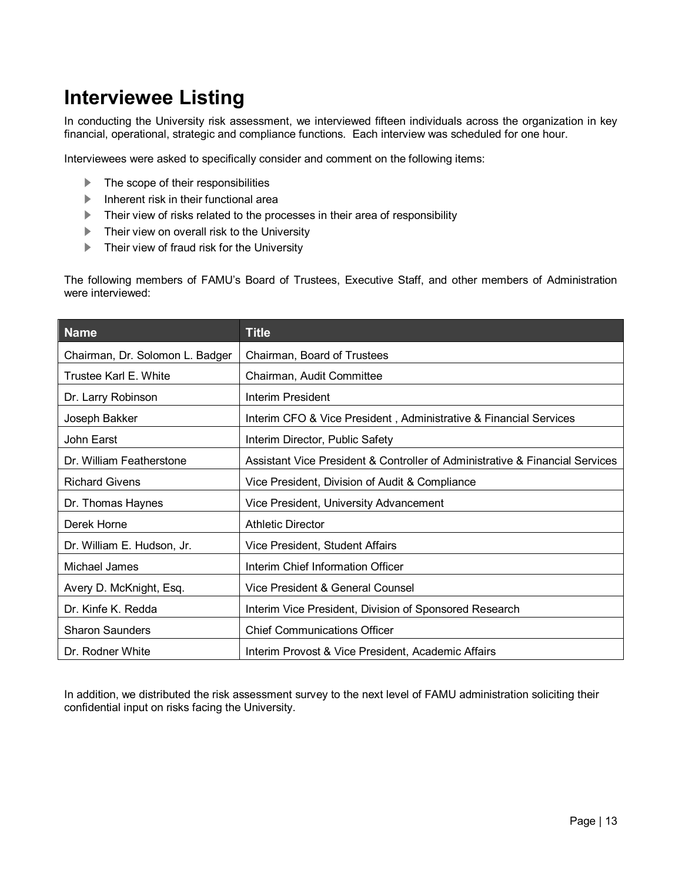# Interviewee Listing

In conducting the University risk assessment, we interviewed fifteen individuals across the organization in key financial, operational, strategic and compliance functions. Each interview was scheduled for one hour.

Interviewees were asked to specifically consider and comment on the following items:

- The scope of their responsibilities
- Inherent risk in their functional area
- Their view of risks related to the processes in their area of responsibility
- Their view on overall risk to the University
- Their view of fraud risk for the University

The following members of FAMU's Board of Trustees, Executive Staff, and other members of Administration were interviewed:

| Name | Title |
|---|---|
| Chairman, Dr. Solomon L. Badger | Chairman, Board of Trustees |
| Trustee Karl E. White | Chairman, Audit Committee |
| Dr. Larry Robinson | Interim President |
| Joseph Bakker | Interim CFO & Vice President , Administrative & Financial Services |
| John Earst | Interim Director, Public Safety |
| Dr. William Featherstone | Assistant Vice President & Controller of Administrative & Financial Services |
| Richard Givens | Vice President, Division of Audit & Compliance |
| Dr. Thomas Haynes | Vice President, University Advancement |
| Derek Horne | Athletic Director |
| Dr. William E. Hudson, Jr. | Vice President, Student Affairs |
| Michael James | Interim Chief Information Officer |
| Avery D. McKnight, Esq. | Vice President & General Counsel |
| Dr. Kinfe K. Redda | Interim Vice President, Division of Sponsored Research |
| Sharon Saunders | Chief Communications Officer |
| Dr. Rodner White | Interim Provost & Vice President, Academic Affairs |

In addition, we distributed the risk assessment survey to the next level of FAMU administration soliciting their confidential input on risks facing the University.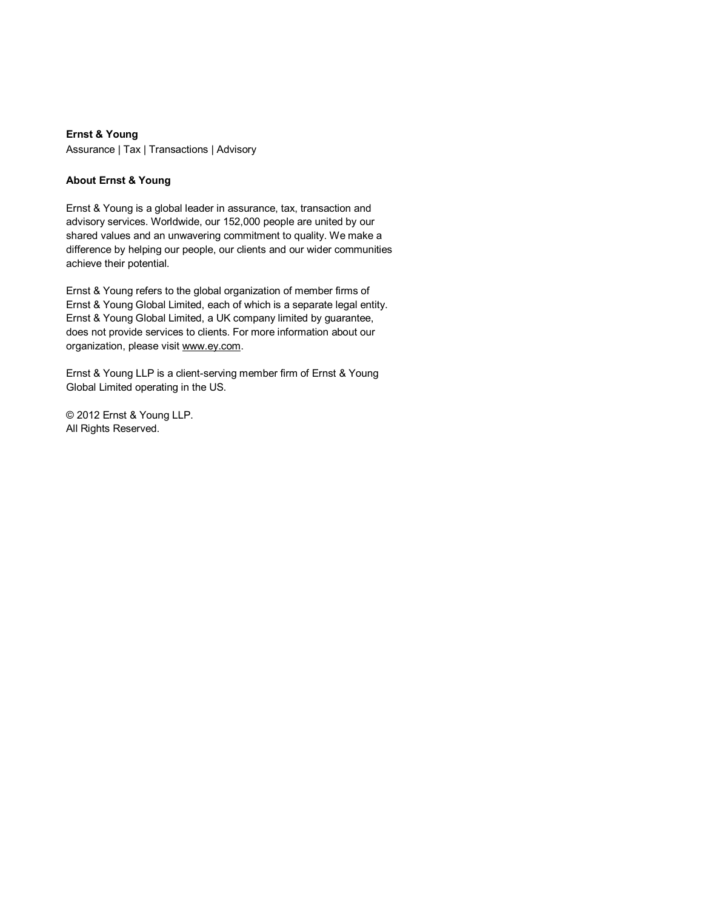**Ernst & Young**

Assurance | Tax | Transactions | Advisory

**About Ernst & Young**

Ernst & Young is a global leader in assurance, tax, transaction and advisory services. Worldwide, our 152,000 people are united by our shared values and an unwavering commitment to quality. We make a difference by helping our people, our clients and our wider communities achieve their potential.

Ernst & Young refers to the global organization of member firms of Ernst & Young Global Limited, each of which is a separate legal entity. Ernst & Young Global Limited, a UK company limited by guarantee, does not provide services to clients. For more information about our organization, please visit www.ey.com.

Ernst & Young LLP is a client-serving member firm of Ernst & Young Global Limited operating in the US.

© 2012 Ernst & Young LLP.
All Rights Reserved.